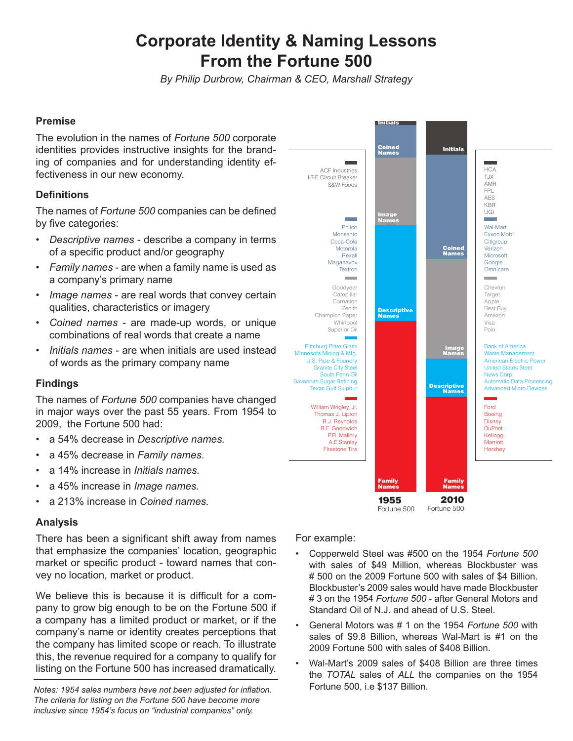# Corporate Identity & Naming Lessons From the Fortune 500

*By Philip Durbrow, Chairman & CEO, Marshall Strategy*

### Premise

The evolution in the names of *Fortune 500* corporate identities provides instructive insights for the branding of companies and for understanding identity effectiveness in our new economy.

### Definitions

The names of *Fortune 500* companies can be defined by five categories:

- *Descriptive names* - describe a company in terms of a specific product and/or geography
- *Family names* - are when a family name is used as a company's primary name
- *Image names* - are real words that convey certain qualities, characteristics or imagery
- *Coined names* - are made-up words, or unique combinations of real words that create a name
- *Initials names* - are when initials are used instead of words as the primary company name

### Findings

The names of *Fortune 500* companies have changed in major ways over the past 55 years. From 1954 to 2009, the Fortune 500 had:

- a 54% decrease in *Descriptive names.*
- a 45% decrease in *Family names*.
- a 14% increase in *Initials names.*
- a 45% increase in *Image names.*
- a 213% increase in *Coined names.*

### Analysis

There has been a significant shift away from names that emphasize the companies' location, geographic market or specific product - toward names that convey no location, market or product.

We believe this is because it is difficult for a company to grow big enough to be on the Fortune 500 if a company has a limited product or market, or if the company's name or identity creates perceptions that the company has limited scope or reach. To illustrate this, the revenue required for a company to qualify for listing on the Fortune 500 has increased dramatically.

*Notes: 1954 sales numbers have not been adjusted for inflation. The criteria for listing on the Fortune 500 have become more inclusive since 1954's focus on "industrial companies" only.*

| Category | 1955 Fortune 500 examples | 2010 Fortune 500 examples |
|---|---|---|
| Initials | ACF Industries, I-T-E Circuit Breaker, S&W Foods | HCA, TJX, AMR, FPL, AES, KBR, UGI |
| Coined Names | Philco, Monsanto, Coca-Cola, Motorola, Rexall, Maganavox, Textron | Wal-Mart, Exxon Mobil, Citigroup, Verizon, Microsoft, Google, Omnicare |
| Image Names | Goodyear, Catepillar, Carnation, Zenith, Champion Paper, Whirlpool, Superior Oil | Chevron, Target, Apple, Best Buy, Amazon, Visa, Polo |
| Descriptive Names | Pittsburg Plate Glass, Minnesota Mining & Mfg., U.S. Pipe & Foundry, Granite City Steel, South Penn Oil, Savannah Sugar Refining, Texas Gulf Sulphur | Bank of America, Waste Management, American Electric Power, United States Steel, News Corp., Automatic Data Processing, Advanced Micro Devices |
| Family Names | William Wrigley, Jr., Thomas J. Lipton, R.J. Reynolds, B.F. Goodwich, P.R. Mallory, A.E.Stanley, Firestone Tire | Ford, Boeing, Disney, DuPont, Kellogg, Marriott, Hershey |

For example:

- Copperweld Steel was #500 on the 1954 *Fortune 500* with sales of $49 Million, whereas Blockbuster was # 500 on the 2009 Fortune 500 with sales of $4 Billion. Blockbuster's 2009 sales would have made Blockbuster # 3 on the 1954 *Fortune 500* - after General Motors and Standard Oil of N.J. and ahead of U.S. Steel.
- General Motors was # 1 on the 1954 *Fortune 500* with sales of $9.8 Billion, whereas Wal-Mart is #1 on the 2009 Fortune 500 with sales of $408 Billion.
- Wal-Mart's 2009 sales of $408 Billion are three times the *TOTAL* sales of *ALL* the companies on the 1954 Fortune 500, i.e $137 Billion.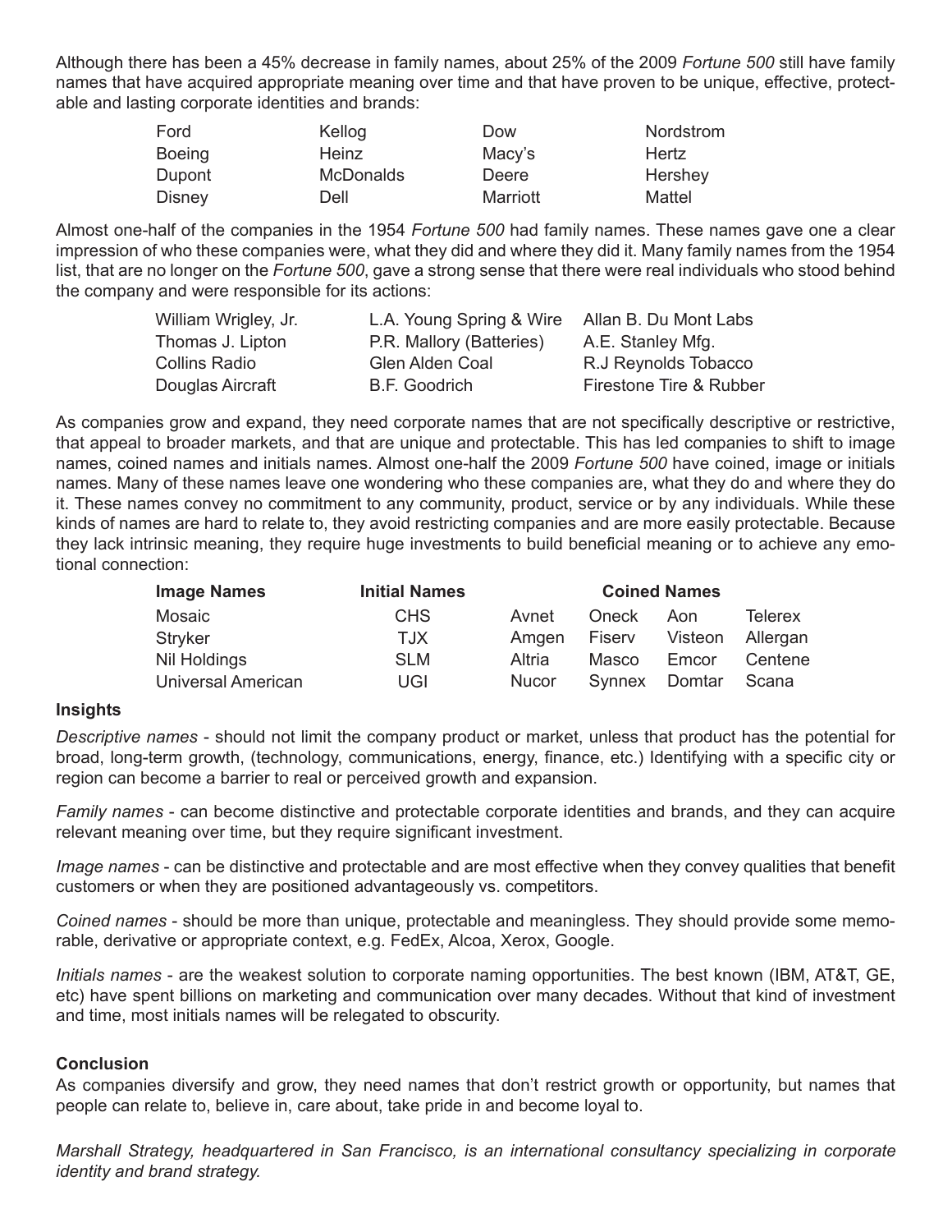Although there has been a 45% decrease in family names, about 25% of the 2009 *Fortune 500* still have family names that have acquired appropriate meaning over time and that have proven to be unique, effective, protectable and lasting corporate identities and brands:

| | | | |
|---|---|---|---|
| Ford | Kellog | Dow | Nordstrom |
| Boeing | Heinz | Macy's | Hertz |
| Dupont | McDonalds | Deere | Hershey |
| Disney | Dell | Marriott | Mattel |

Almost one-half of the companies in the 1954 *Fortune 500* had family names. These names gave one a clear impression of who these companies were, what they did and where they did it. Many family names from the 1954 list, that are no longer on the *Fortune 500*, gave a strong sense that there were real individuals who stood behind the company and were responsible for its actions:

| | | |
|---|---|---|
| William Wrigley, Jr. | L.A. Young Spring & Wire | Allan B. Du Mont Labs |
| Thomas J. Lipton | P.R. Mallory (Batteries) | A.E. Stanley Mfg. |
| Collins Radio | Glen Alden Coal | R.J Reynolds Tobacco |
| Douglas Aircraft | B.F. Goodrich | Firestone Tire & Rubber |

As companies grow and expand, they need corporate names that are not specifically descriptive or restrictive, that appeal to broader markets, and that are unique and protectable. This has led companies to shift to image names, coined names and initials names. Almost one-half the 2009 *Fortune 500* have coined, image or initials names. Many of these names leave one wondering who these companies are, what they do and where they do it. These names convey no commitment to any community, product, service or by any individuals. While these kinds of names are hard to relate to, they avoid restricting companies and are more easily protectable. Because they lack intrinsic meaning, they require huge investments to build beneficial meaning or to achieve any emotional connection:

| Image Names | Initial Names | Coined Names | | | |
|---|---|---|---|---|---|
| Mosaic | CHS | Avnet | Oneck | Aon | Telerex |
| Stryker | TJX | Amgen | Fiserv | Visteon | Allergan |
| Nil Holdings | SLM | Altria | Masco | Emcor | Centene |
| Universal American | UGI | Nucor | Synnex | Domtar | Scana |

**Insights**

*Descriptive names* - should not limit the company product or market, unless that product has the potential for broad, long-term growth, (technology, communications, energy, finance, etc.) Identifying with a specific city or region can become a barrier to real or perceived growth and expansion.

*Family names* - can become distinctive and protectable corporate identities and brands, and they can acquire relevant meaning over time, but they require significant investment.

*Image names* - can be distinctive and protectable and are most effective when they convey qualities that benefit customers or when they are positioned advantageously vs. competitors.

*Coined names* - should be more than unique, protectable and meaningless. They should provide some memorable, derivative or appropriate context, e.g. FedEx, Alcoa, Xerox, Google.

*Initials names* - are the weakest solution to corporate naming opportunities. The best known (IBM, AT&T, GE, etc) have spent billions on marketing and communication over many decades. Without that kind of investment and time, most initials names will be relegated to obscurity.

**Conclusion**

As companies diversify and grow, they need names that don't restrict growth or opportunity, but names that people can relate to, believe in, care about, take pride in and become loyal to.

*Marshall Strategy, headquartered in San Francisco, is an international consultancy specializing in corporate identity and brand strategy.*